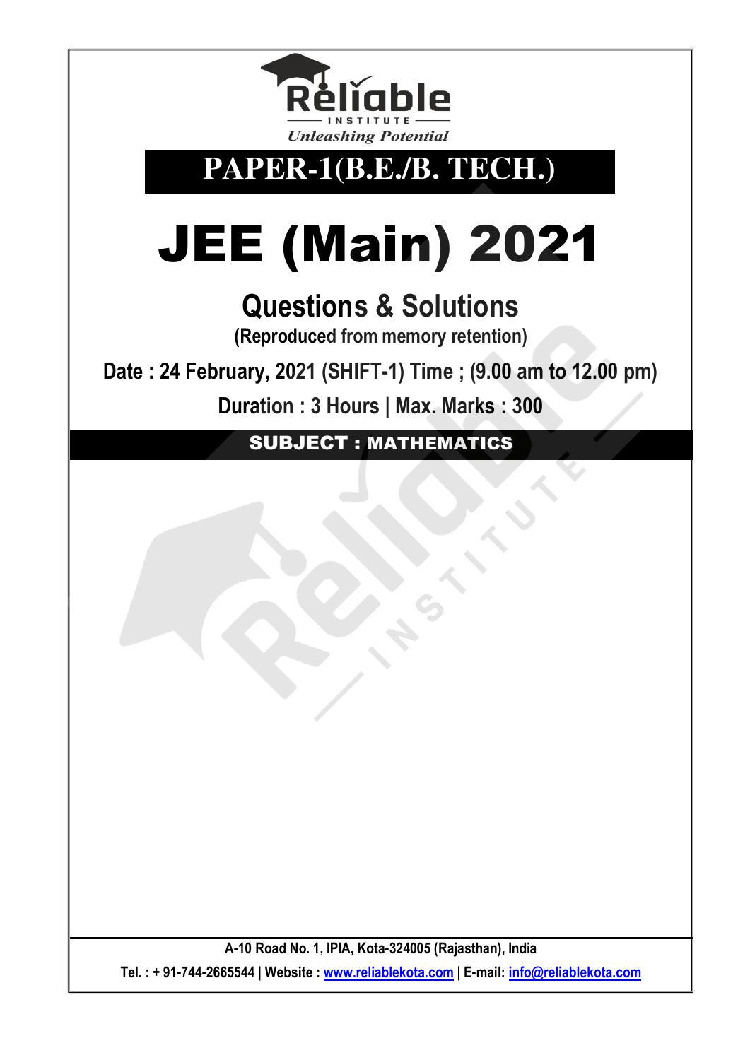Reliable INSTITUTE

*Unleashing Potential*

# PAPER-1(B.E./B. TECH.)

# JEE (Main) 2021

## Questions & Solutions

**(Reproduced from memory retention)**

**Date : 24 February, 2021 (SHIFT-1) Time ; (9.00 am to 12.00 pm)**

**Duration : 3 Hours | Max. Marks : 300**

## SUBJECT : MATHEMATICS

A-10 Road No. 1, IPIA, Kota-324005 (Rajasthan), India

Tel. : + 91-744-2665544 | Website : www.reliablekota.com | E-mail: info@reliablekota.com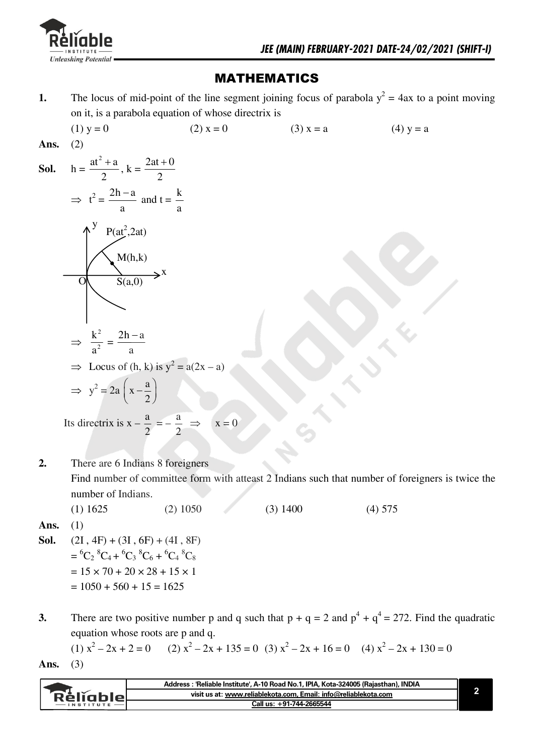# MATHEMATICS

**1.** The locus of mid-point of the line segment joining focus of parabola $y^2 = 4ax$ to a point moving on it, is a parabola equation of whose directrix is

(1) $y = 0$ (2) $x = 0$ (3) $x = a$ (4) $y = a$

**Ans.** (2)

**Sol.** $h = \dfrac{at^2 + a}{2}$, $k = \dfrac{2at + 0}{2}$

$\Rightarrow t^2 = \dfrac{2h - a}{a}$ and $t = \dfrac{k}{a}$

$\Rightarrow \dfrac{k^2}{a^2} = \dfrac{2h - a}{a}$

$\Rightarrow$ Locus of (h, k) is $y^2 = a(2x - a)$

$\Rightarrow y^2 = 2a\left(x - \dfrac{a}{2}\right)$

Its directrix is $x - \dfrac{a}{2} = -\dfrac{a}{2} \Rightarrow x = 0$

**2.** There are 6 Indians 8 foreigners

Find number of committee form with atteast 2 Indians such that number of foreigners is twice the number of Indians.

(1) 1625 (2) 1050 (3) 1400 (4) 575

**Ans.** (1)

**Sol.** (2I , 4F) + (3I , 6F) + (4I , 8F)

$= {}^6C_2\, {}^8C_4 + {}^6C_3\, {}^8C_6 + {}^6C_4\, {}^8C_8$

$= 15 \times 70 + 20 \times 28 + 15 \times 1$

$= 1050 + 560 + 15 = 1625$

**3.** There are two positive number p and q such that $p + q = 2$ and $p^4 + q^4 = 272$. Find the quadratic equation whose roots are p and q.

(1) $x^2 - 2x + 2 = 0$ (2) $x^2 - 2x + 135 = 0$ (3) $x^2 - 2x + 16 = 0$ (4) $x^2 - 2x + 130 = 0$

**Ans.** (3)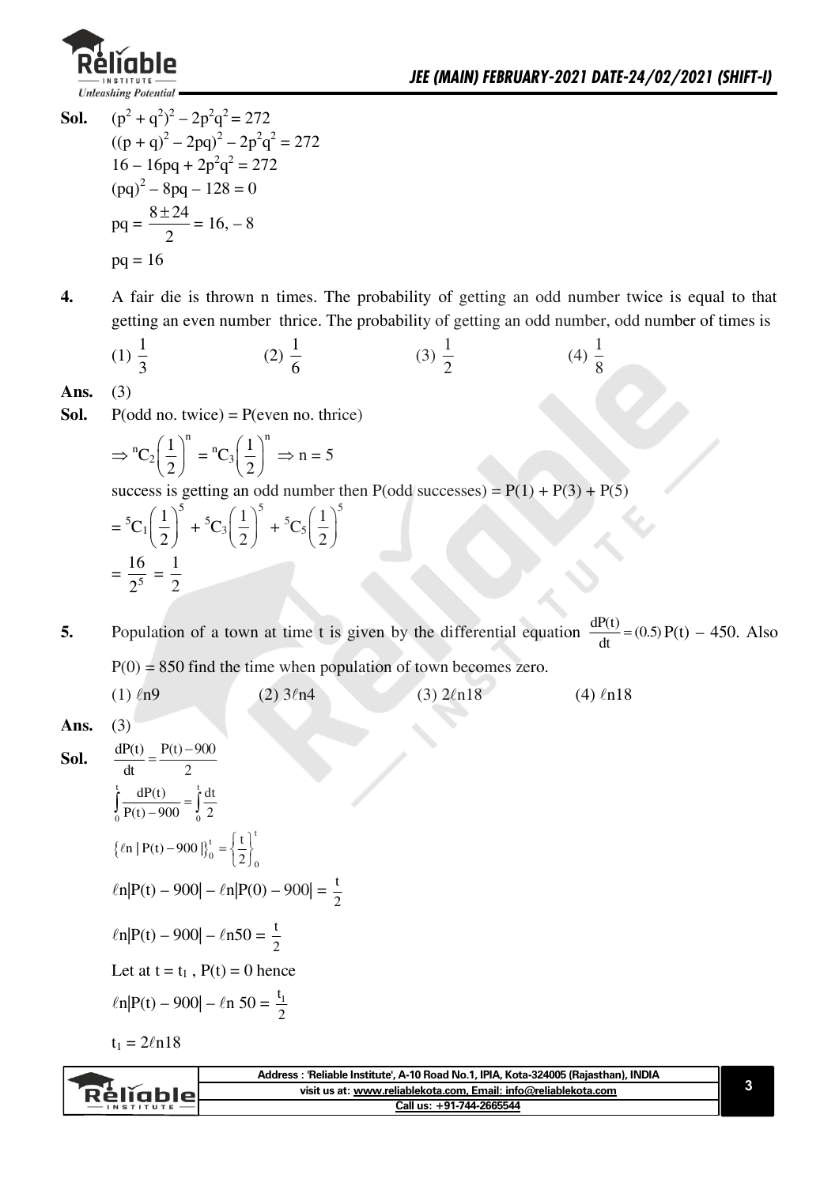**Sol.** $(p^2 + q^2)^2 - 2p^2q^2 = 272$

$((p + q)^2 - 2pq)^2 - 2p^2q^2 = 272$

$16 - 16pq + 2p^2q^2 = 272$

$(pq)^2 - 8pq - 128 = 0$

$pq = \frac{8 \pm 24}{2} = 16, -8$

$pq = 16$

**4.** A fair die is thrown n times. The probability of getting an odd number twice is equal to that getting an even number thrice. The probability of getting an odd number, odd number of times is

(1) $\frac{1}{3}$ (2) $\frac{1}{6}$ (3) $\frac{1}{2}$ (4) $\frac{1}{8}$

**Ans.** (3)

**Sol.** P(odd no. twice) = P(even no. thrice)

$\Rightarrow {}^nC_2\left(\frac{1}{2}\right)^n = {}^nC_3\left(\frac{1}{2}\right)^n \Rightarrow n = 5$

success is getting an odd number then P(odd successes) = P(1) + P(3) + P(5)

$= {}^5C_1\left(\frac{1}{2}\right)^5 + {}^5C_3\left(\frac{1}{2}\right)^5 + {}^5C_5\left(\frac{1}{2}\right)^5$

$= \frac{16}{2^5} = \frac{1}{2}$

**5.** Population of a town at time t is given by the differential equation $\frac{dP(t)}{dt} = (0.5)P(t) - 450$. Also $P(0) = 850$ find the time when population of town becomes zero.

(1) $\ell n9$ (2) $3\ell n4$ (3) $2\ell n18$ (4) $\ell n18$

**Ans.** (3)

**Sol.** $\frac{dP(t)}{dt} = \frac{P(t) - 900}{2}$

$\int_0^t \frac{dP(t)}{P(t) - 900} = \int_0^t \frac{dt}{2}$

$\left\{\ell n\,|P(t) - 900|\right\}_0^t = \left\{\frac{t}{2}\right\}_0^t$

$\ell n|P(t) - 900| - \ell n|P(0) - 900| = \frac{t}{2}$

$\ell n|P(t) - 900| - \ell n 50 = \frac{t}{2}$

Let at $t = t_1$, $P(t) = 0$ hence

$\ell n|P(t) - 900| - \ell n\, 50 = \frac{t_1}{2}$

$t_1 = 2\ell n 18$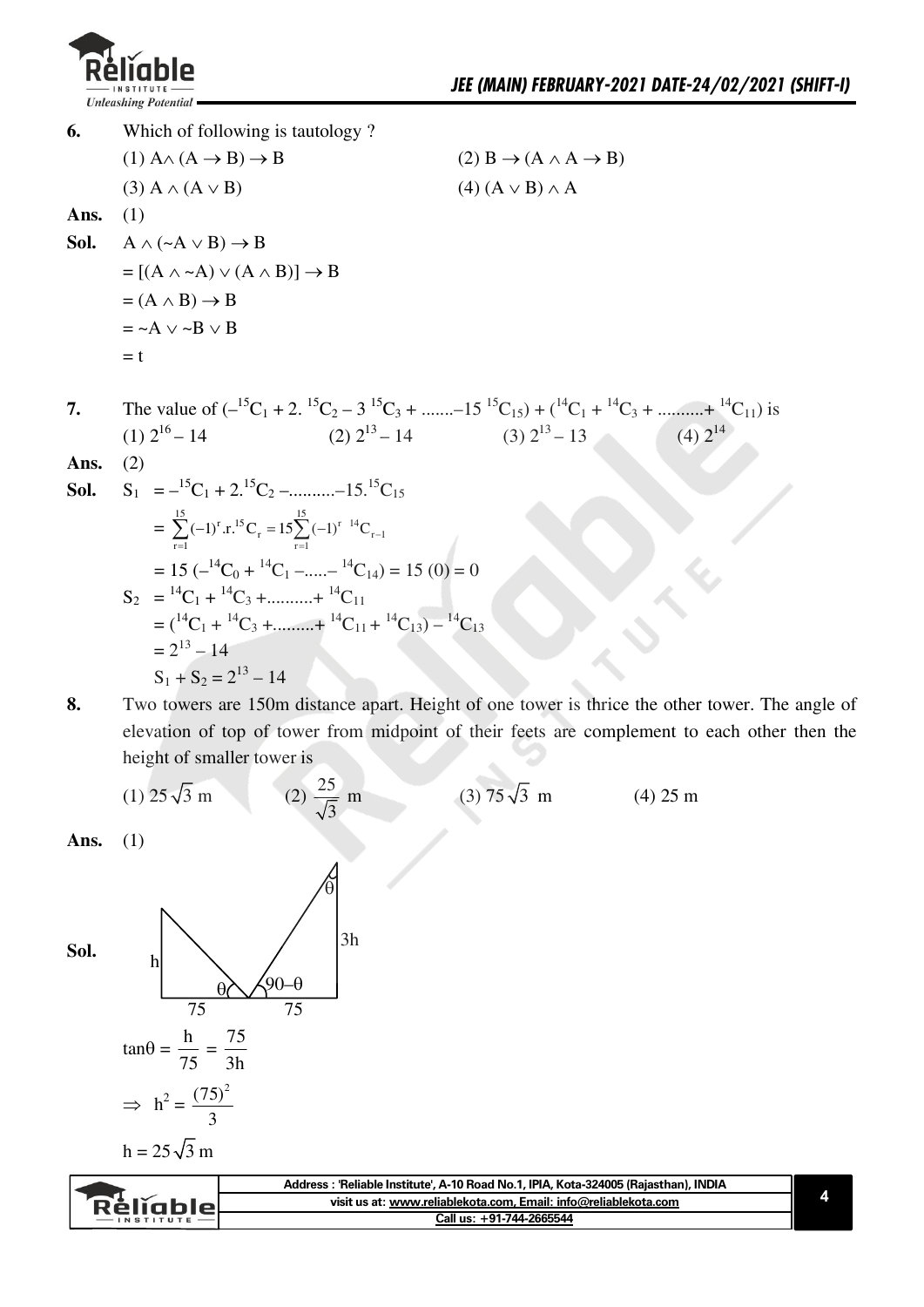**6.** Which of following is tautology ?

(1) $A \wedge (A \rightarrow B) \rightarrow B$ (2) $B \rightarrow (A \wedge A \rightarrow B)$

(3) $A \wedge (A \vee B)$ (4) $(A \vee B) \wedge A$

**Ans.** (1)

**Sol.** $A \wedge (\sim A \vee B) \rightarrow B$

$= [(A \wedge \sim A) \vee (A \wedge B)] \rightarrow B$

$= (A \wedge B) \rightarrow B$

$= \sim A \vee \sim B \vee B$

$= t$

**7.** The value of $(-{}^{15}C_1 + 2.\,{}^{15}C_2 - 3\,{}^{15}C_3 + .......-15\,{}^{15}C_{15}) + ({}^{14}C_1 + {}^{14}C_3 + ..........+ {}^{14}C_{11})$ is

(1) $2^{16} - 14$ (2) $2^{13} - 14$ (3) $2^{13} - 13$ (4) $2^{14}$

**Ans.** (2)

**Sol.** $S_1 = -{}^{15}C_1 + 2.{}^{15}C_2 - ..........-15.{}^{15}C_{15}$

$= \sum_{r=1}^{15}(-1)^r.r.{}^{15}C_r = 15\sum_{r=1}^{15}(-1)^r\ {}^{14}C_{r-1}$

$= 15\,(-{}^{14}C_0 + {}^{14}C_1 -.....- {}^{14}C_{14}) = 15\,(0) = 0$

$S_2 = {}^{14}C_1 + {}^{14}C_3 +..........+ {}^{14}C_{11}$

$= ({}^{14}C_1 + {}^{14}C_3 +.........+ {}^{14}C_{11} + {}^{14}C_{13}) - {}^{14}C_{13}$

$= 2^{13} - 14$

$S_1 + S_2 = 2^{13} - 14$

**8.** Two towers are 150m distance apart. Height of one tower is thrice the other tower. The angle of elevation of top of tower from midpoint of their feets are complement to each other then the height of smaller tower is

(1) $25\sqrt{3}$ m (2) $\frac{25}{\sqrt{3}}$ m (3) $75\sqrt{3}$ m (4) 25 m

**Ans.** (1)

**Sol.**

$\tan\theta = \frac{h}{75} = \frac{75}{3h}$

$\Rightarrow h^2 = \frac{(75)^2}{3}$

$h = 25\sqrt{3}$ m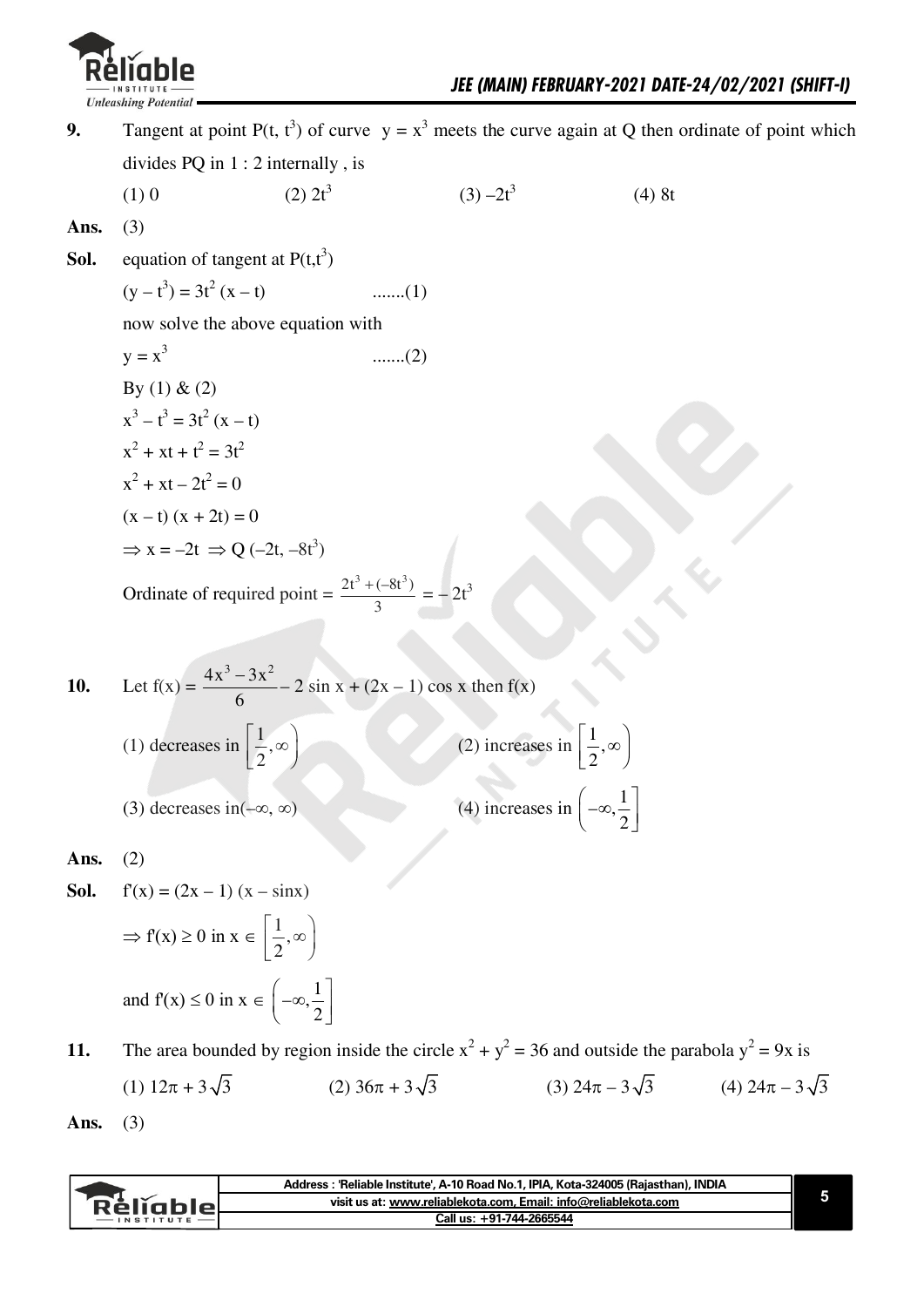**9.** Tangent at point P(t, $t^3$) of curve $y = x^3$ meets the curve again at Q then ordinate of point which divides PQ in 1 : 2 internally , is

(1) 0 (2) $2t^3$ (3) $-2t^3$ (4) 8t

**Ans.** (3)

**Sol.** equation of tangent at P(t,$t^3$)

$(y - t^3) = 3t^2 (x - t)$ .......(1)

now solve the above equation with

$y = x^3$ .......(2)

By (1) & (2)

$x^3 - t^3 = 3t^2 (x - t)$

$x^2 + xt + t^2 = 3t^2$

$x^2 + xt - 2t^2 = 0$

$(x - t) (x + 2t) = 0$

$\Rightarrow x = -2t \Rightarrow Q(-2t, -8t^3)$

Ordinate of required point = $\dfrac{2t^3 + (-8t^3)}{3} = -2t^3$

**10.** Let $f(x) = \dfrac{4x^3 - 3x^2}{6} - 2 \sin x + (2x - 1) \cos x$ then f(x)

(1) decreases in $\left[\dfrac{1}{2}, \infty\right)$ (2) increases in $\left[\dfrac{1}{2}, \infty\right)$

(3) decreases in$(-\infty, \infty)$ (4) increases in $\left(-\infty, \dfrac{1}{2}\right]$

**Ans.** (2)

**Sol.** $f'(x) = (2x - 1) (x - \sin x)$

$\Rightarrow f'(x) \geq 0$ in $x \in \left[\dfrac{1}{2}, \infty\right)$

and $f'(x) \leq 0$ in $x \in \left(-\infty, \dfrac{1}{2}\right]$

**11.** The area bounded by region inside the circle $x^2 + y^2 = 36$ and outside the parabola $y^2 = 9x$ is

(1) $12\pi + 3\sqrt{3}$ (2) $36\pi + 3\sqrt{3}$ (3) $24\pi - 3\sqrt{3}$ (4) $24\pi - 3\sqrt{3}$

**Ans.** (3)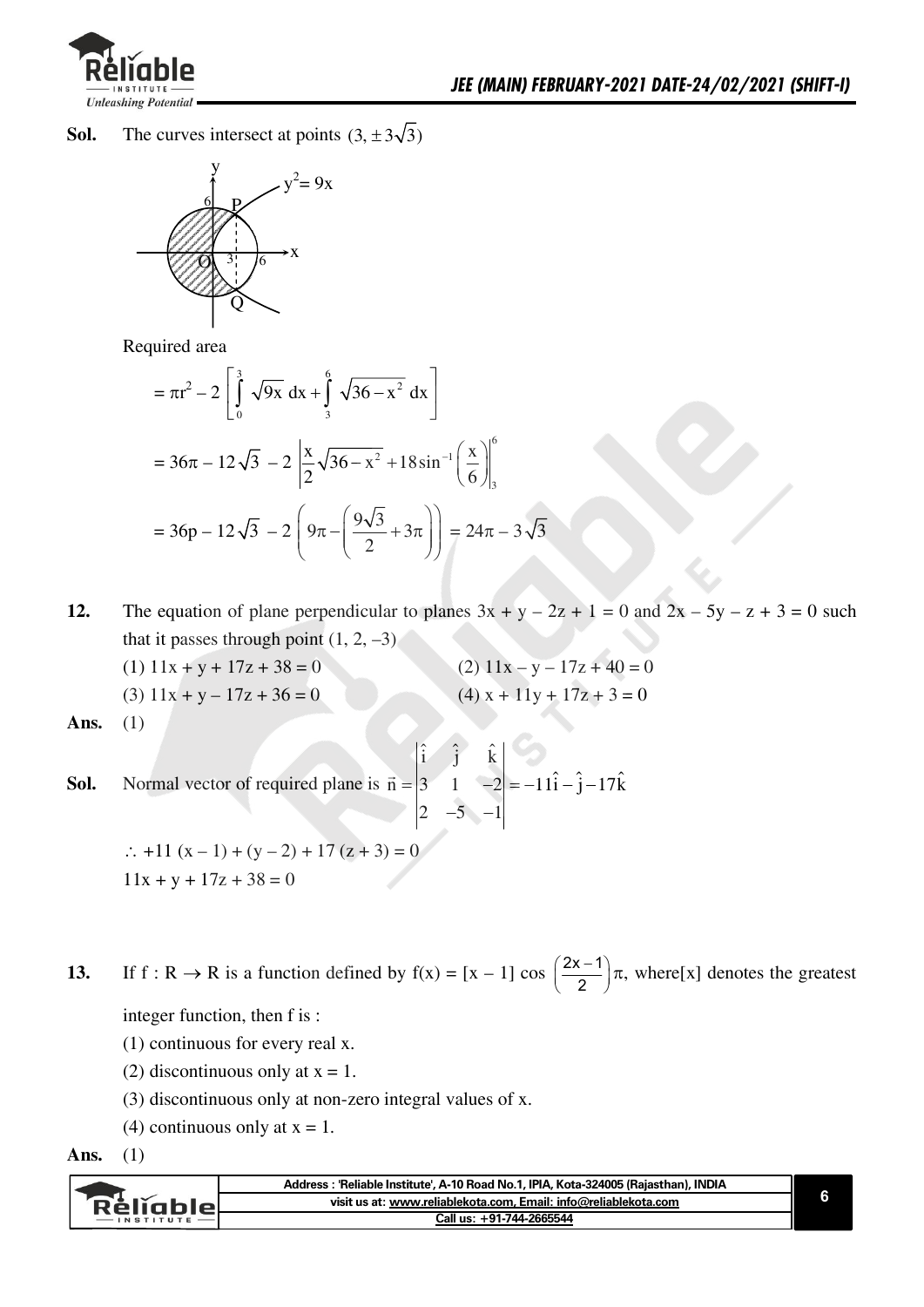**Sol.** The curves intersect at points $(3, \pm 3\sqrt{3})$

Required area

$$= \pi r^2 - 2\left[\int_0^3 \sqrt{9x}\,dx + \int_3^6 \sqrt{36 - x^2}\,dx\right]$$

$$= 36\pi - 12\sqrt{3} - 2\left|\frac{x}{2}\sqrt{36 - x^2} + 18\sin^{-1}\left(\frac{x}{6}\right)\right|_3^6$$

$$= 36p - 12\sqrt{3} - 2\left(9\pi - \left(\frac{9\sqrt{3}}{2} + 3\pi\right)\right) = 24\pi - 3\sqrt{3}$$

**12.** The equation of plane perpendicular to planes $3x + y - 2z + 1 = 0$ and $2x - 5y - z + 3 = 0$ such that it passes through point $(1, 2, -3)$

(1) $11x + y + 17z + 38 = 0$
(2) $11x - y - 17z + 40 = 0$
(3) $11x + y - 17z + 36 = 0$
(4) $x + 11y + 17z + 3 = 0$

**Ans.** (1)

**Sol.** Normal vector of required plane is $\vec{n} = \begin{vmatrix} \hat{i} & \hat{j} & \hat{k} \\ 3 & 1 & -2 \\ 2 & -5 & -1 \end{vmatrix} = -11\hat{i} - \hat{j} - 17\hat{k}$

$\therefore +11(x - 1) + (y - 2) + 17(z + 3) = 0$

$11x + y + 17z + 38 = 0$

**13.** If $f : R \to R$ is a function defined by $f(x) = [x - 1]\cos\left(\frac{2x-1}{2}\right)\pi$, where$[x]$ denotes the greatest integer function, then f is :

(1) continuous for every real x.
(2) discontinuous only at $x = 1$.
(3) discontinuous only at non-zero integral values of x.
(4) continuous only at $x = 1$.

**Ans.** (1)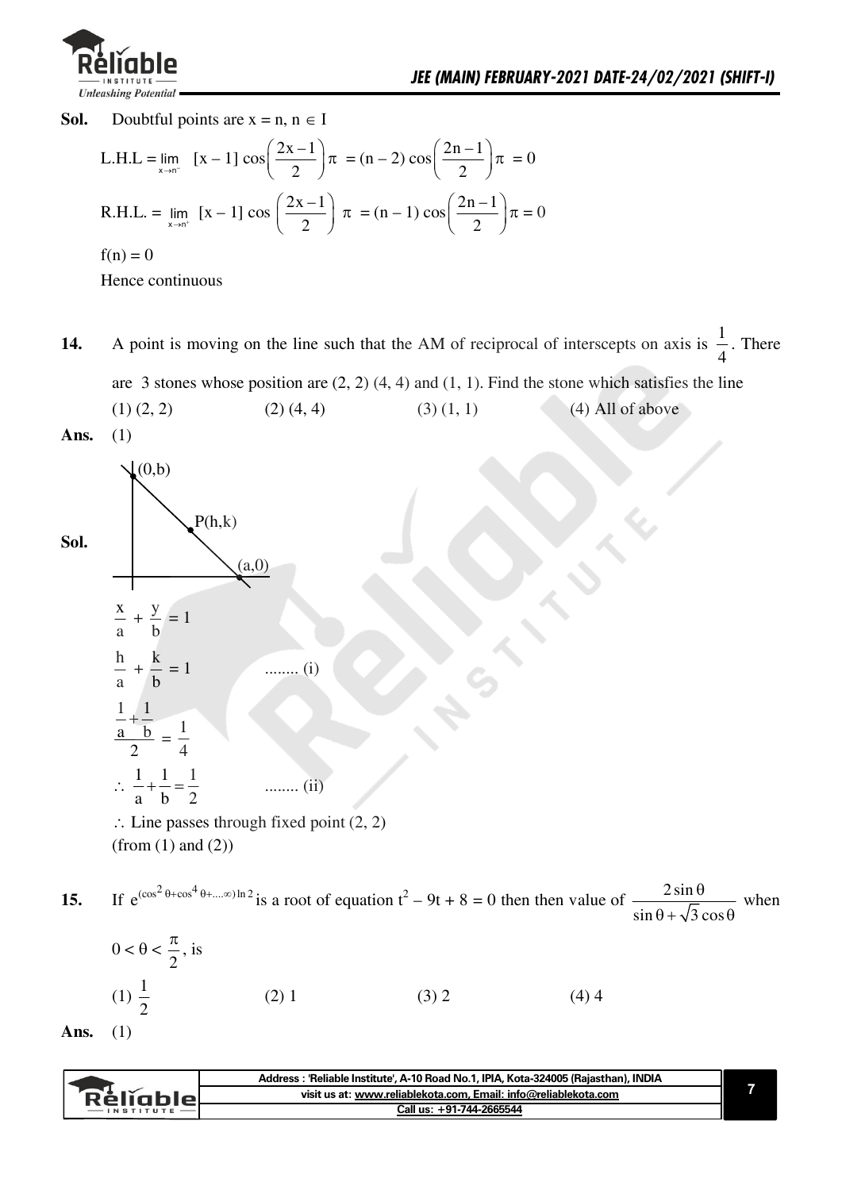**Sol.** Doubtful points are $x = n, n \in I$

$$\text{L.H.L} = \lim_{x \to n^-} [x-1] \cos\left(\frac{2x-1}{2}\right)\pi = (n-2)\cos\left(\frac{2n-1}{2}\right)\pi = 0$$

$$\text{R.H.L.} = \lim_{x \to n^+} [x-1] \cos\left(\frac{2x-1}{2}\right)\pi = (n-1)\cos\left(\frac{2n-1}{2}\right)\pi = 0$$

$f(n) = 0$

Hence continuous

**14.** A point is moving on the line such that the AM of reciprocal of interscepts on axis is $\frac{1}{4}$. There are 3 stones whose position are (2, 2) (4, 4) and (1, 1). Find the stone which satisfies the line

(1) (2, 2) (2) (4, 4) (3) (1, 1) (4) All of above

**Ans.** (1)

**Sol.**

$(0,b)$, $P(h,k)$, $(a,0)$

$$\frac{x}{a} + \frac{y}{b} = 1$$

$$\frac{h}{a} + \frac{k}{b} = 1 \qquad \text{........ (i)}$$

$$\frac{\frac{1}{a}+\frac{1}{b}}{2} = \frac{1}{4}$$

$$\therefore \frac{1}{a}+\frac{1}{b} = \frac{1}{2} \qquad \text{........ (ii)}$$

$\therefore$ Line passes through fixed point (2, 2)

(from (1) and (2))

**15.** If $e^{(\cos^2\theta + \cos^4\theta + \ldots\infty)\ln 2}$ is a root of equation $t^2 - 9t + 8 = 0$ then then value of $\frac{2\sin\theta}{\sin\theta + \sqrt{3}\cos\theta}$ when $0 < \theta < \frac{\pi}{2}$, is

(1) $\frac{1}{2}$ (2) 1 (3) 2 (4) 4

**Ans.** (1)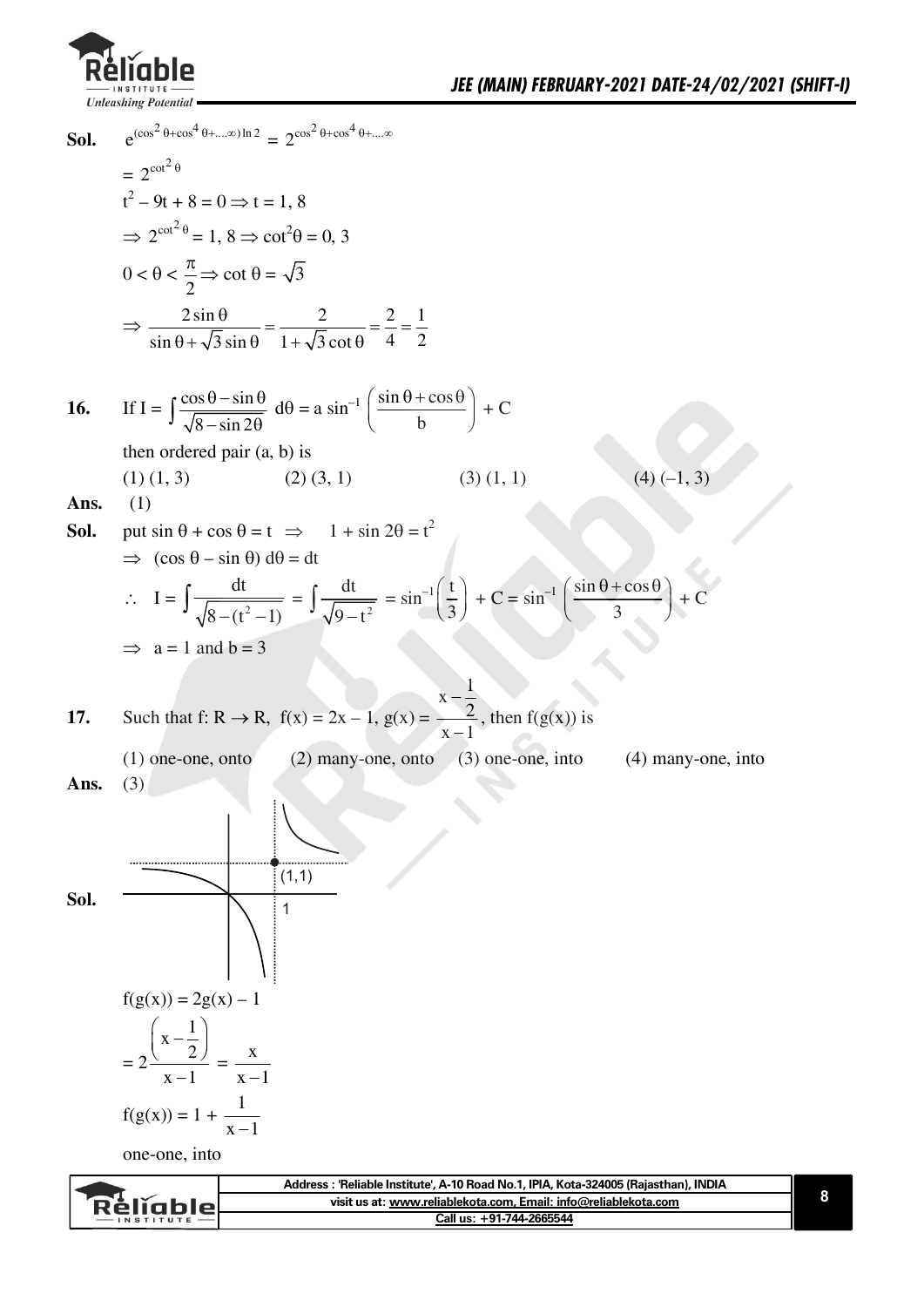**Sol.** $e^{(\cos^2\theta + \cos^4\theta + \ldots\infty)\ln 2} = 2^{\cos^2\theta + \cos^4\theta + \ldots\infty}$

$= 2^{\cot^2\theta}$

$t^2 - 9t + 8 = 0 \Rightarrow t = 1, 8$

$\Rightarrow 2^{\cot^2\theta} = 1, 8 \Rightarrow \cot^2\theta = 0, 3$

$0 < \theta < \dfrac{\pi}{2} \Rightarrow \cot\theta = \sqrt{3}$

$\Rightarrow \dfrac{2\sin\theta}{\sin\theta + \sqrt{3}\sin\theta} = \dfrac{2}{1 + \sqrt{3}\cot\theta} = \dfrac{2}{4} = \dfrac{1}{2}$

**16.** If $I = \displaystyle\int \frac{\cos\theta - \sin\theta}{\sqrt{8 - \sin 2\theta}}\, d\theta = a \sin^{-1}\left(\frac{\sin\theta + \cos\theta}{b}\right) + C$

then ordered pair (a, b) is

(1) (1, 3) (2) (3, 1) (3) (1, 1) (4) (–1, 3)

**Ans.** (1)

**Sol.** put $\sin\theta + \cos\theta = t \Rightarrow 1 + \sin 2\theta = t^2$

$\Rightarrow (\cos\theta - \sin\theta)\, d\theta = dt$

$\therefore\ I = \displaystyle\int \frac{dt}{\sqrt{8 - (t^2 - 1)}} = \int \frac{dt}{\sqrt{9 - t^2}} = \sin^{-1}\left(\frac{t}{3}\right) + C = \sin^{-1}\left(\frac{\sin\theta + \cos\theta}{3}\right) + C$

$\Rightarrow a = 1$ and $b = 3$

**17.** Such that $f : R \to R$, $f(x) = 2x - 1$, $g(x) = \dfrac{x - \frac{1}{2}}{x - 1}$, then $f(g(x))$ is

(1) one-one, onto (2) many-one, onto (3) one-one, into (4) many-one, into

**Ans.** (3)

**Sol.**

$f(g(x)) = 2g(x) - 1$

$= 2\dfrac{\left(x - \frac{1}{2}\right)}{x - 1} = \dfrac{x}{x - 1}$

$f(g(x)) = 1 + \dfrac{1}{x - 1}$

one-one, into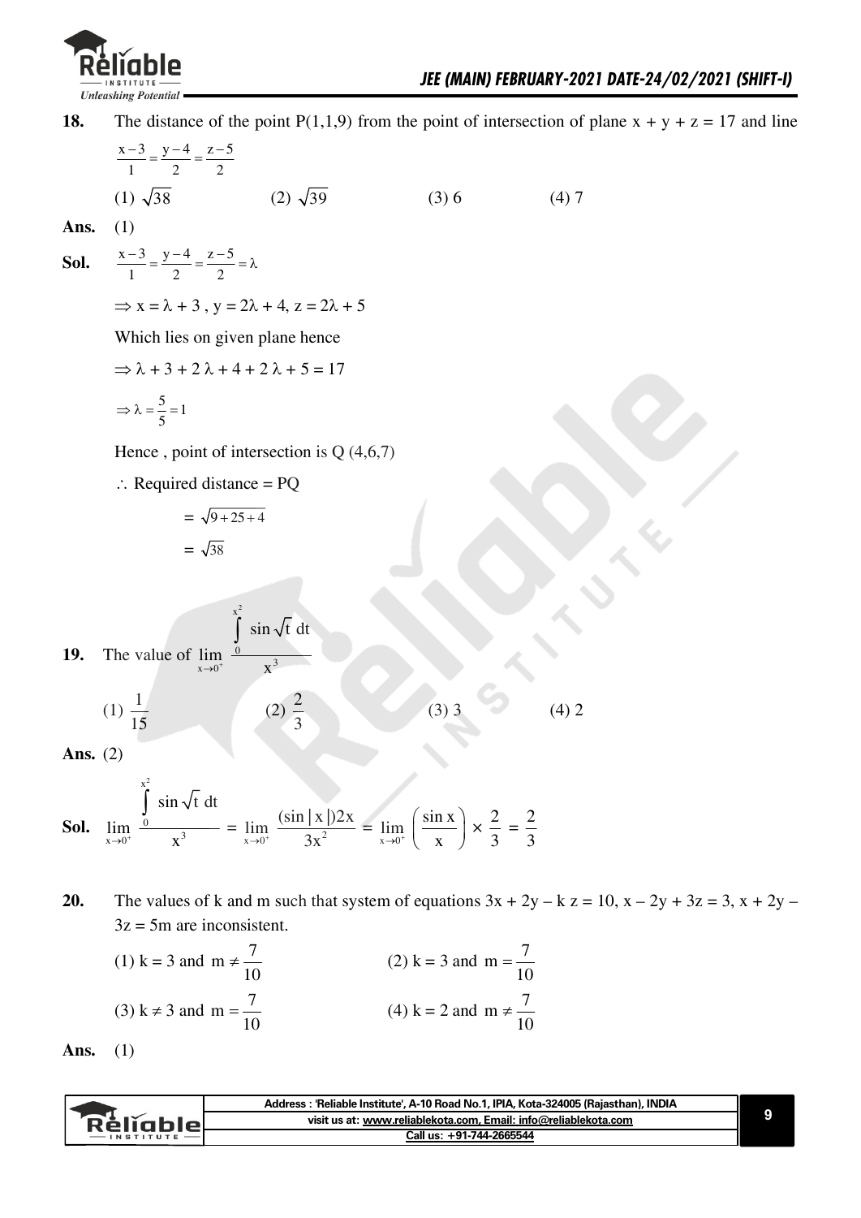**18.** The distance of the point P(1,1,9) from the point of intersection of plane x + y + z = 17 and line $\frac{x-3}{1}=\frac{y-4}{2}=\frac{z-5}{2}$

(1) $\sqrt{38}$ (2) $\sqrt{39}$ (3) 6 (4) 7

**Ans.** (1)

**Sol.** $\frac{x-3}{1}=\frac{y-4}{2}=\frac{z-5}{2}=\lambda$

$\Rightarrow x=\lambda+3\ ,\ y=2\lambda+4,\ z=2\lambda+5$

Which lies on given plane hence

$\Rightarrow \lambda+3+2\lambda+4+2\lambda+5=17$

$\Rightarrow \lambda=\frac{5}{5}=1$

Hence , point of intersection is Q (4,6,7)

$\therefore$ Required distance = PQ

$=\sqrt{9+25+4}$

$=\sqrt{38}$

**19.** The value of $\lim\limits_{x\to 0^+}\frac{\int_0^{x^2}\sin\sqrt{t}\,dt}{x^3}$

(1) $\frac{1}{15}$ (2) $\frac{2}{3}$ (3) 3 (4) 2

**Ans.** (2)

**Sol.** $\lim\limits_{x\to 0^+}\frac{\int_0^{x^2}\sin\sqrt{t}\,dt}{x^3}=\lim\limits_{x\to 0^+}\frac{(\sin|x|)2x}{3x^2}=\lim\limits_{x\to 0^+}\left(\frac{\sin x}{x}\right)\times\frac{2}{3}=\frac{2}{3}$

**20.** The values of k and m such that system of equations 3x + 2y – k z = 10, x – 2y + 3z = 3, x + 2y – 3z = 5m are inconsistent.

(1) k = 3 and $m\neq\frac{7}{10}$ (2) k = 3 and $m=\frac{7}{10}$

(3) $k\neq 3$ and $m=\frac{7}{10}$ (4) k = 2 and $m\neq\frac{7}{10}$

**Ans.** (1)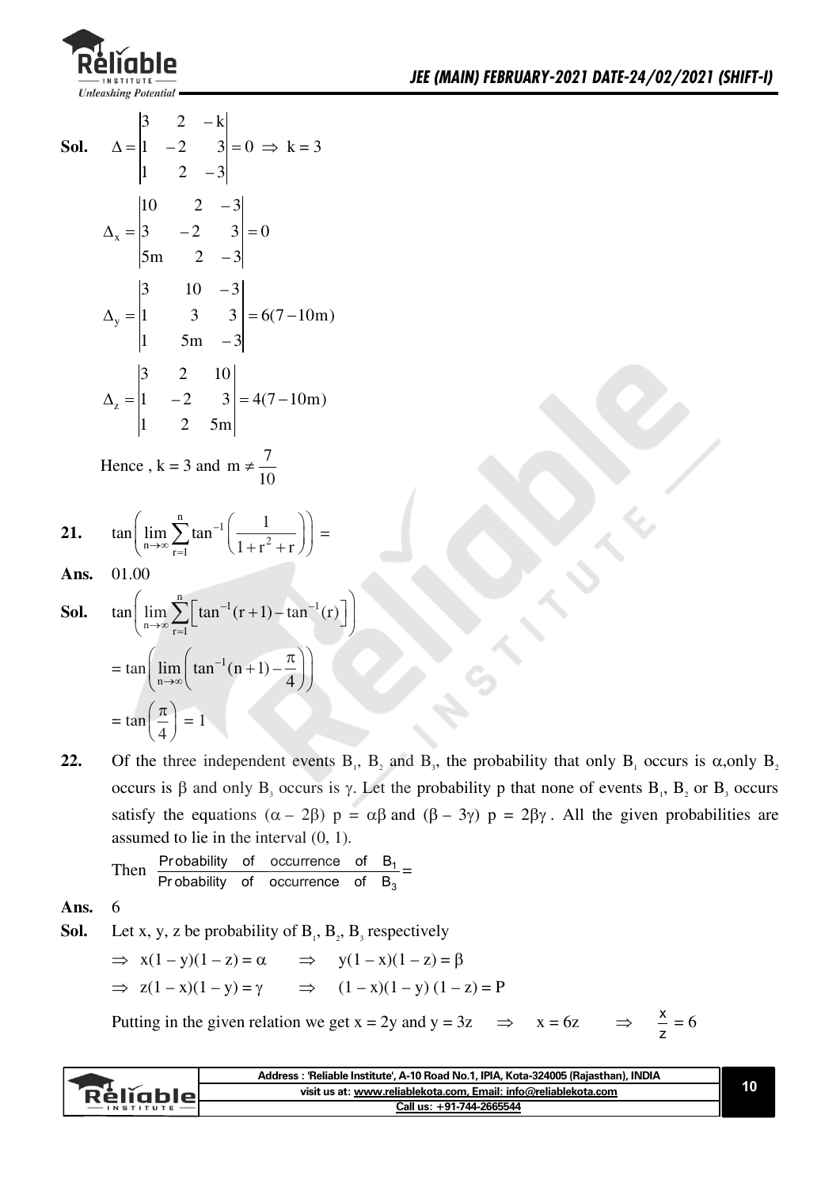**Sol.** $\Delta = \begin{vmatrix} 3 & 2 & -k \\ 1 & -2 & 3 \\ 1 & 2 & -3 \end{vmatrix} = 0 \Rightarrow k = 3$

$$\Delta_x = \begin{vmatrix} 10 & 2 & -3 \\ 3 & -2 & 3 \\ 5m & 2 & -3 \end{vmatrix} = 0$$

$$\Delta_y = \begin{vmatrix} 3 & 10 & -3 \\ 1 & 3 & 3 \\ 1 & 5m & -3 \end{vmatrix} = 6(7-10m)$$

$$\Delta_z = \begin{vmatrix} 3 & 2 & 10 \\ 1 & -2 & 3 \\ 1 & 2 & 5m \end{vmatrix} = 4(7-10m)$$

Hence , k = 3 and $m \neq \frac{7}{10}$

**21.** $\tan\left(\lim_{n\to\infty}\sum_{r=1}^{n}\tan^{-1}\left(\frac{1}{1+r^2+r}\right)\right) =$

**Ans.** 01.00

**Sol.** $\tan\left(\lim_{n\to\infty}\sum_{r=1}^{n}\left[\tan^{-1}(r+1)-\tan^{-1}(r)\right]\right)$

$= \tan\left(\lim_{n\to\infty}\left(\tan^{-1}(n+1)-\frac{\pi}{4}\right)\right)$

$= \tan\left(\frac{\pi}{4}\right) = 1$

**22.** Of the three independent events $B_1$, $B_2$ and $B_3$, the probability that only $B_1$ occurs is $\alpha$, only $B_2$ occurs is $\beta$ and only $B_3$ occurs is $\gamma$. Let the probability p that none of events $B_1$, $B_2$ or $B_3$ occurs satisfy the equations $(\alpha - 2\beta)\ p = \alpha\beta$ and $(\beta - 3\gamma)\ p = 2\beta\gamma$. All the given probabilities are assumed to lie in the interval (0, 1).

Then $\frac{\text{Probability of occurrence of } B_1}{\text{Probability of occurrence of } B_3} =$

**Ans.** 6

**Sol.** Let x, y, z be probability of $B_1$, $B_2$, $B_3$ respectively

$\Rightarrow x(1-y)(1-z) = \alpha \quad \Rightarrow \quad y(1-x)(1-z) = \beta$

$\Rightarrow z(1-x)(1-y) = \gamma \quad \Rightarrow \quad (1-x)(1-y)(1-z) = P$

Putting in the given relation we get $x = 2y$ and $y = 3z \quad \Rightarrow \quad x = 6z \quad \Rightarrow \quad \frac{x}{z} = 6$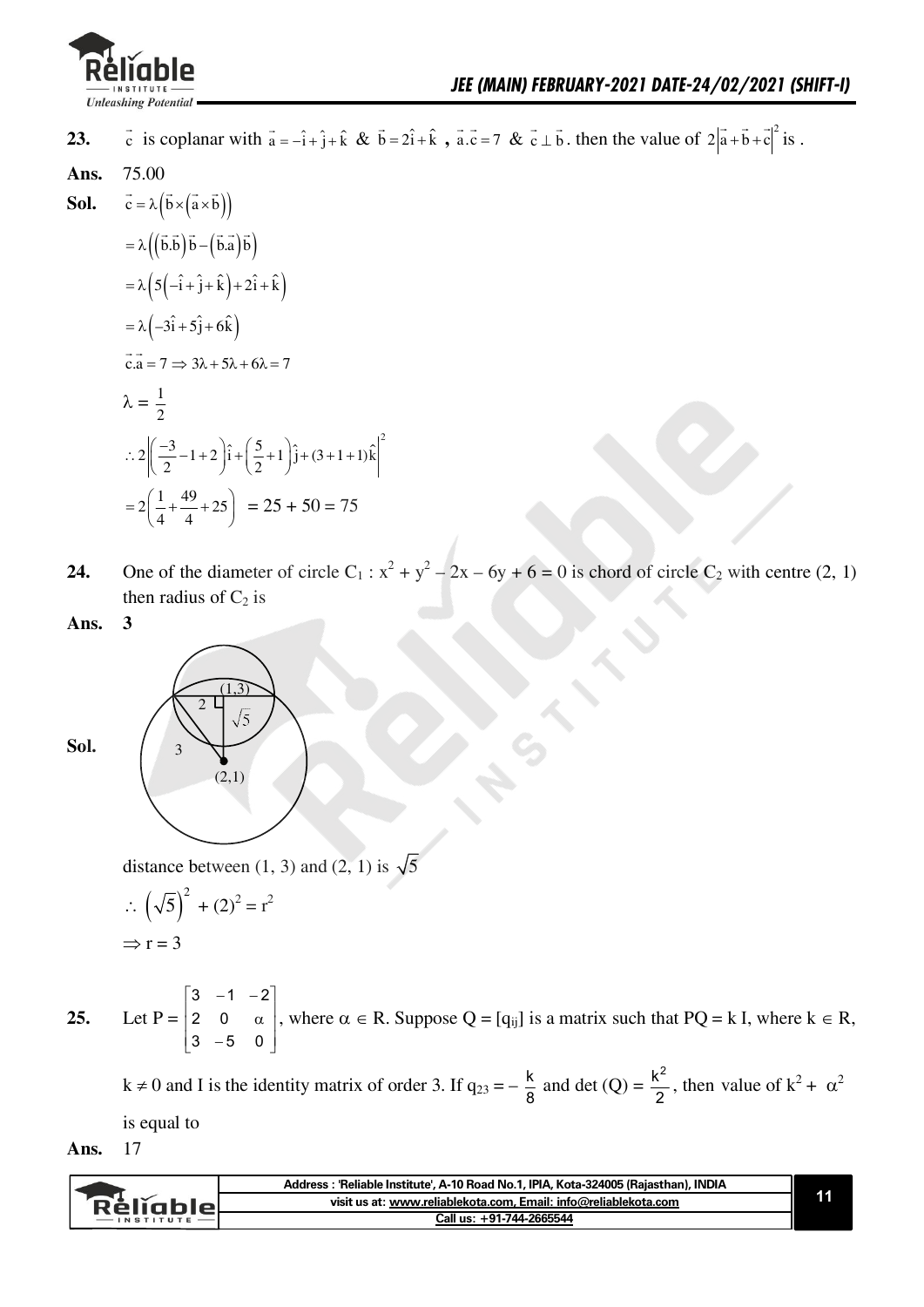**23.** $\vec{c}$ is coplanar with $\vec{a} = -\hat{i} + \hat{j} + \hat{k}$ & $\vec{b} = 2\hat{i} + \hat{k}$ **,** $\vec{a}.\vec{c} = 7$ & $\vec{c} \perp \vec{b}$. then the value of $2\left|\vec{a} + \vec{b} + \vec{c}\right|^2$ is .

**Ans.** 75.00

**Sol.** $\vec{c} = \lambda\left(\vec{b} \times \left(\vec{a} \times \vec{b}\right)\right)$

$= \lambda\left(\left(\vec{b}.\vec{b}\right)\vec{b} - \left(\vec{b}.\vec{a}\right)\vec{b}\right)$

$= \lambda\left(5\left(-\hat{i} + \hat{j} + \hat{k}\right) + 2\hat{i} + \hat{k}\right)$

$= \lambda\left(-3\hat{i} + 5\hat{j} + 6\hat{k}\right)$

$\vec{c}.\vec{a} = 7 \Rightarrow 3\lambda + 5\lambda + 6\lambda = 7$

$\lambda = \frac{1}{2}$

$\therefore 2\left|\left(\frac{-3}{2} - 1 + 2\right)\hat{i} + \left(\frac{5}{2} + 1\right)\hat{j} + (3 + 1 + 1)\hat{k}\right|^2$

$= 2\left(\frac{1}{4} + \frac{49}{4} + 25\right) = 25 + 50 = 75$

**24.** One of the diameter of circle $C_1 : x^2 + y^2 - 2x - 6y + 6 = 0$ is chord of circle $C_2$ with centre (2, 1) then radius of $C_2$ is

**Ans.** **3**

**Sol.**

distance between (1, 3) and (2, 1) is $\sqrt{5}$

$\therefore \left(\sqrt{5}\right)^2 + (2)^2 = r^2$

$\Rightarrow r = 3$

**25.** Let $P = \begin{bmatrix} 3 & -1 & -2 \\ 2 & 0 & \alpha \\ 3 & -5 & 0 \end{bmatrix}$, where $\alpha \in R$. Suppose $Q = [q_{ij}]$ is a matrix such that $PQ = kI$, where $k \in R$, $k \neq 0$ and I is the identity matrix of order 3. If $q_{23} = -\frac{k}{8}$ and $\det(Q) = \frac{k^2}{2}$, then value of $k^2 + \alpha^2$ is equal to

**Ans.** 17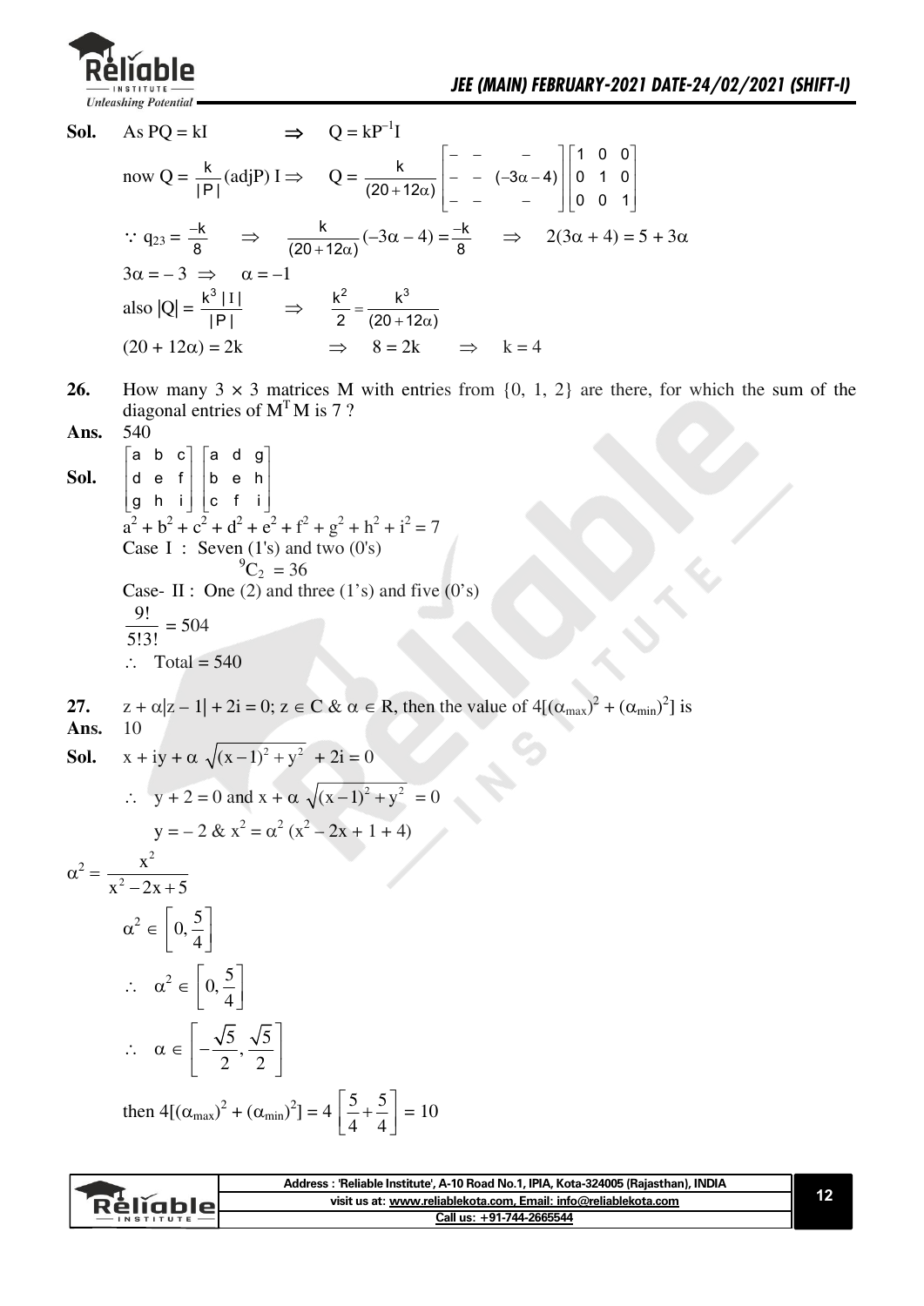**Sol.** As $PQ = kI \quad \Rightarrow \quad Q = kP^{-1}I$

now $Q = \frac{k}{|P|}(\text{adj}P)\, I \Rightarrow \quad Q = \frac{k}{(20+12\alpha)}\begin{bmatrix} - & - & - \\ - & - & (-3\alpha-4) \\ - & - & - \end{bmatrix}\begin{bmatrix} 1 & 0 & 0 \\ 0 & 1 & 0 \\ 0 & 0 & 1 \end{bmatrix}$

$\because q_{23} = \frac{-k}{8} \quad \Rightarrow \quad \frac{k}{(20+12\alpha)}(-3\alpha-4) = \frac{-k}{8} \quad \Rightarrow \quad 2(3\alpha+4) = 5 + 3\alpha$

$3\alpha = -3 \Rightarrow \quad \alpha = -1$

also $|Q| = \frac{k^3\,|I|}{|P|} \quad \Rightarrow \quad \frac{k^2}{2} = \frac{k^3}{(20+12\alpha)}$

$(20 + 12\alpha) = 2k \quad \Rightarrow \quad 8 = 2k \quad \Rightarrow \quad k = 4$

**26.** How many $3 \times 3$ matrices M with entries from $\{0, 1, 2\}$ are there, for which the sum of the diagonal entries of $M^T M$ is 7 ?

**Ans.** 540

**Sol.** $\begin{bmatrix} a & b & c \\ d & e & f \\ g & h & i \end{bmatrix}\begin{bmatrix} a & d & g \\ b & e & h \\ c & f & i \end{bmatrix}$

$a^2 + b^2 + c^2 + d^2 + e^2 + f^2 + g^2 + h^2 + i^2 = 7$

Case I : Seven (1's) and two (0's)

$^9C_2 = 36$

Case- II : One (2) and three (1's) and five (0's)

$\frac{9!}{5!3!} = 504$

$\therefore$ Total = 540

**27.** $z + \alpha|z - 1| + 2i = 0$; $z \in C$ & $\alpha \in R$, then the value of $4[(\alpha_{max})^2 + (\alpha_{min})^2]$ is

**Ans.** 10

**Sol.** $x + iy + \alpha\sqrt{(x-1)^2 + y^2} + 2i = 0$

$\therefore \quad y + 2 = 0$ and $x + \alpha\sqrt{(x-1)^2 + y^2} = 0$

$y = -2$ & $x^2 = \alpha^2(x^2 - 2x + 1 + 4)$

$$\alpha^2 = \frac{x^2}{x^2 - 2x + 5}$$

$\alpha^2 \in \left[0, \frac{5}{4}\right]$

$\therefore \quad \alpha^2 \in \left[0, \frac{5}{4}\right]$

$\therefore \quad \alpha \in \left[-\frac{\sqrt{5}}{2}, \frac{\sqrt{5}}{2}\right]$

then $4[(\alpha_{max})^2 + (\alpha_{min})^2] = 4\left[\frac{5}{4} + \frac{5}{4}\right] = 10$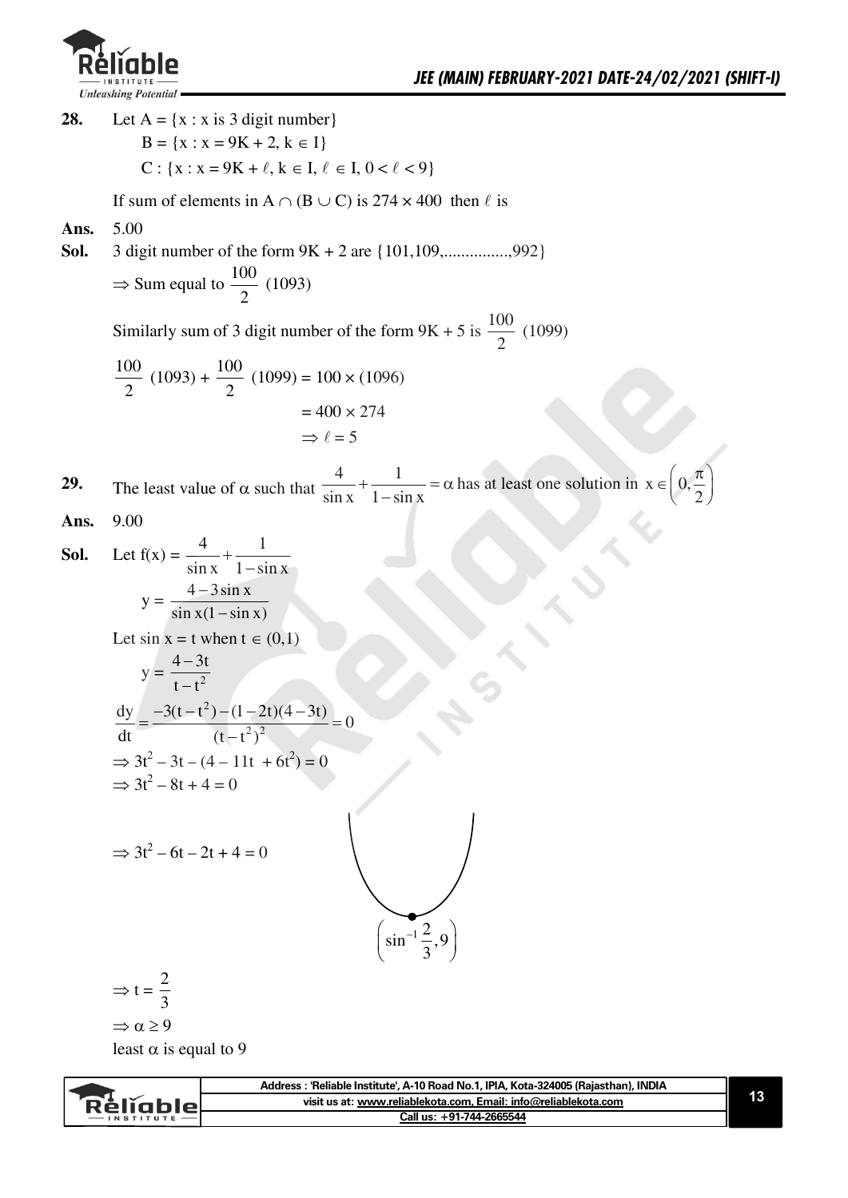**28.** Let A = {x : x is 3 digit number}

B = {x : x = 9K + 2, k ∈ I}

C : {x : x = 9K + ℓ, k ∈ I, ℓ ∈ I, 0 < ℓ < 9}

If sum of elements in $A \cap (B \cup C)$ is $274 \times 400$ then ℓ is

**Ans.** 5.00

**Sol.** 3 digit number of the form 9K + 2 are {101,109,...............,992}

$\Rightarrow$ Sum equal to $\frac{100}{2}$ (1093)

Similarly sum of 3 digit number of the form 9K + 5 is $\frac{100}{2}$ (1099)

$$\frac{100}{2}(1093) + \frac{100}{2}(1099) = 100 \times (1096)$$

$$= 400 \times 274$$

$$\Rightarrow \ell = 5$$

**29.** The least value of α such that $\frac{4}{\sin x} + \frac{1}{1-\sin x} = \alpha$ has at least one solution in $x \in \left(0, \frac{\pi}{2}\right)$

**Ans.** 9.00

**Sol.** Let $f(x) = \frac{4}{\sin x} + \frac{1}{1-\sin x}$

$$y = \frac{4 - 3\sin x}{\sin x(1-\sin x)}$$

Let sin x = t when $t \in (0,1)$

$$y = \frac{4-3t}{t-t^2}$$

$$\frac{dy}{dt} = \frac{-3(t-t^2)-(1-2t)(4-3t)}{(t-t^2)^2} = 0$$

$$\Rightarrow 3t^2 - 3t - (4 - 11t + 6t^2) = 0$$

$$\Rightarrow 3t^2 - 8t + 4 = 0$$

$$\Rightarrow 3t^2 - 6t - 2t + 4 = 0$$

$$\left(\sin^{-1}\frac{2}{3}, 9\right)$$

$$\Rightarrow t = \frac{2}{3}$$

$$\Rightarrow \alpha \geq 9$$

least α is equal to 9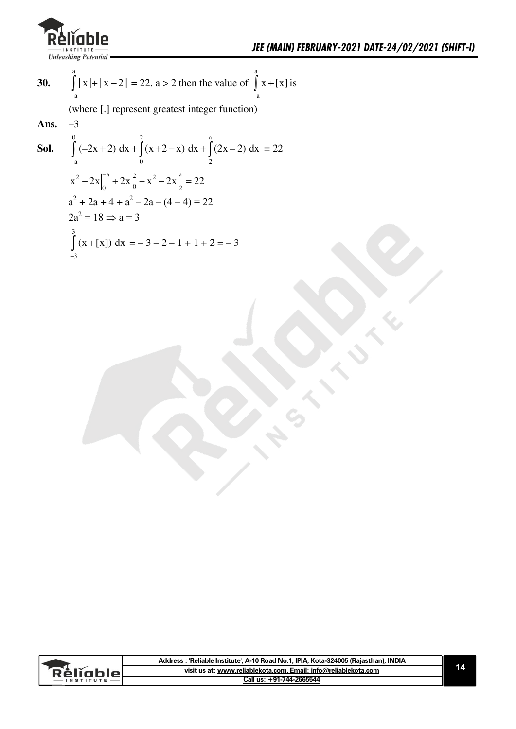**30.** $\int_{-a}^{a} |x| + |x-2| = 22$, $a > 2$ then the value of $\int_{-a}^{a} x + [x]$ is

(where [.] represent greatest integer function)

**Ans.** $-3$

**Sol.** $\int_{-a}^{0} (-2x+2)\, dx + \int_{0}^{2} (x+2-x)\, dx + \int_{2}^{a} (2x-2)\, dx = 22$

$$x^2 - 2x\Big|_0^{-a} + 2x\Big|_0^2 + x^2 - 2x\Big|_2^a = 22$$

$$a^2 + 2a + 4 + a^2 - 2a - (4 - 4) = 22$$

$$2a^2 = 18 \Rightarrow a = 3$$

$$\int_{-3}^{3} (x + [x])\, dx = -3 - 2 - 1 + 1 + 2 = -3$$